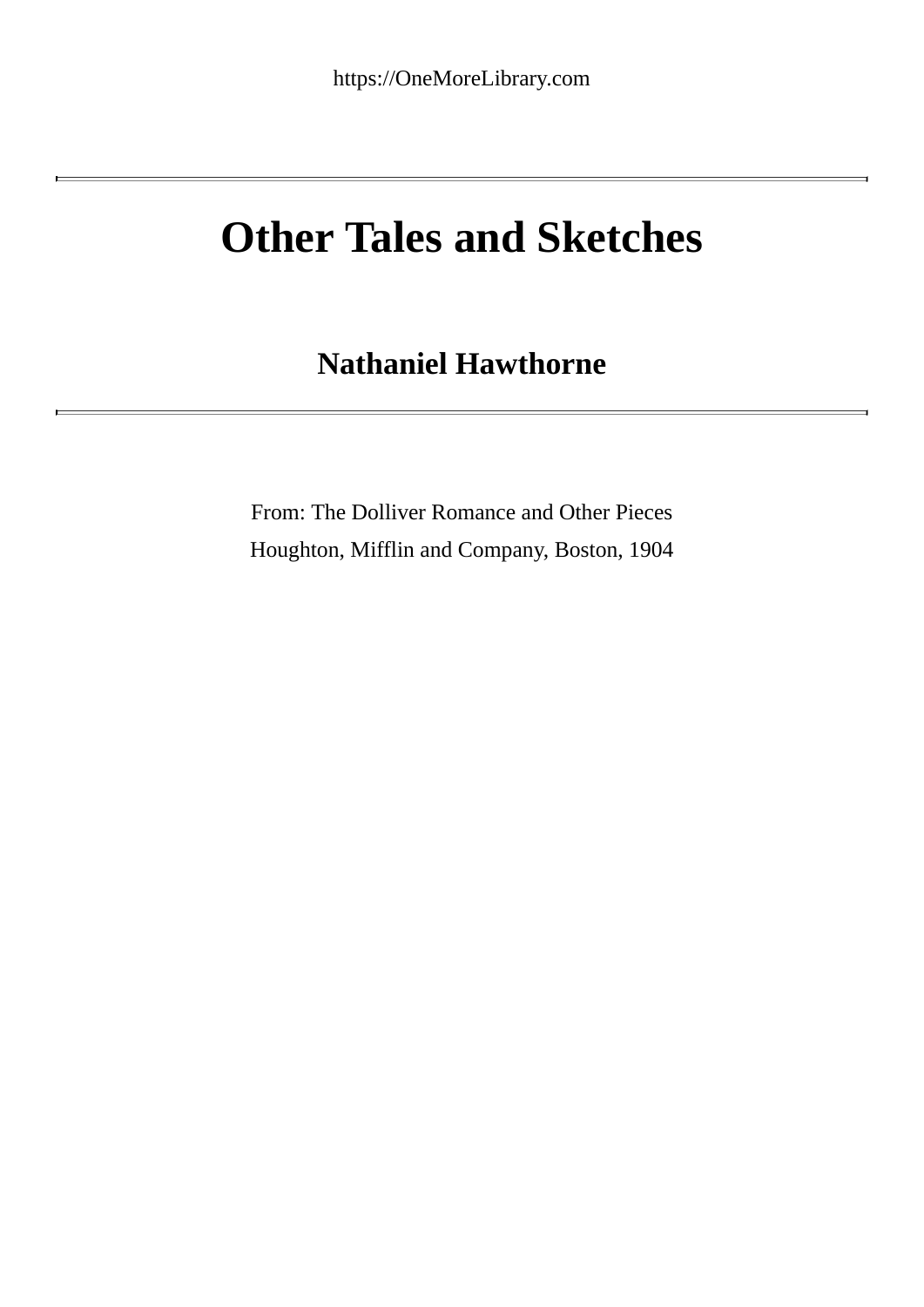https://OneMoreLibrary.com

# Other Tales and Sketches

## Nathaniel Hawthorne

From: The Dolliver Romance and Other Pieces

Houghton, Mifflin and Company, Boston, 1904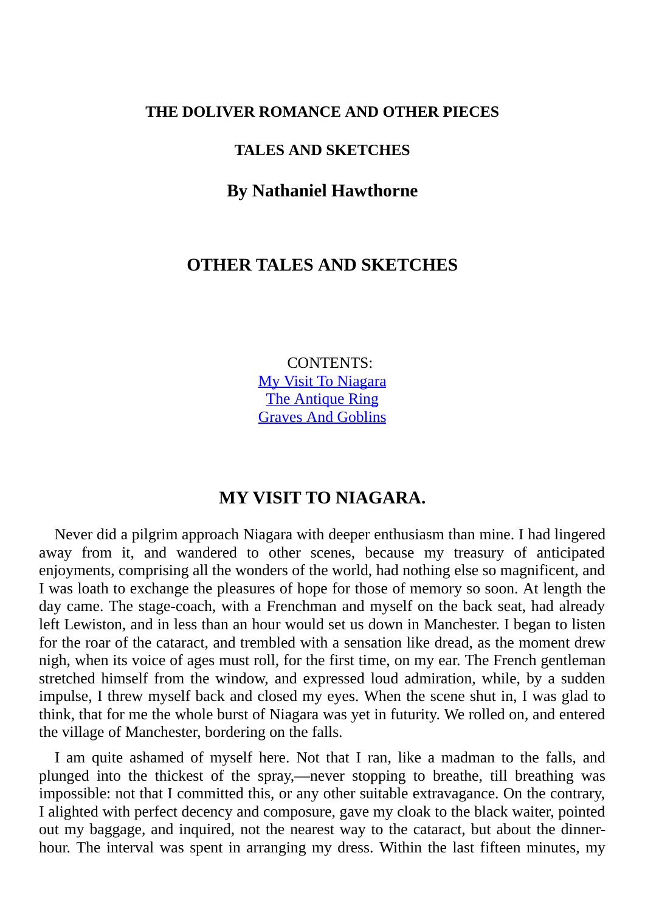### THE DOLIVER ROMANCE AND OTHER PIECES

### TALES AND SKETCHES

## By Nathaniel Hawthorne

## OTHER TALES AND SKETCHES

CONTENTS:
My Visit To Niagara
The Antique Ring
Graves And Goblins

## MY VISIT TO NIAGARA.

Never did a pilgrim approach Niagara with deeper enthusiasm than mine. I had lingered away from it, and wandered to other scenes, because my treasury of anticipated enjoyments, comprising all the wonders of the world, had nothing else so magnificent, and I was loath to exchange the pleasures of hope for those of memory so soon. At length the day came. The stage-coach, with a Frenchman and myself on the back seat, had already left Lewiston, and in less than an hour would set us down in Manchester. I began to listen for the roar of the cataract, and trembled with a sensation like dread, as the moment drew nigh, when its voice of ages must roll, for the first time, on my ear. The French gentleman stretched himself from the window, and expressed loud admiration, while, by a sudden impulse, I threw myself back and closed my eyes. When the scene shut in, I was glad to think, that for me the whole burst of Niagara was yet in futurity. We rolled on, and entered the village of Manchester, bordering on the falls.

I am quite ashamed of myself here. Not that I ran, like a madman to the falls, and plunged into the thickest of the spray,—never stopping to breathe, till breathing was impossible: not that I committed this, or any other suitable extravagance. On the contrary, I alighted with perfect decency and composure, gave my cloak to the black waiter, pointed out my baggage, and inquired, not the nearest way to the cataract, but about the dinner-hour. The interval was spent in arranging my dress. Within the last fifteen minutes, my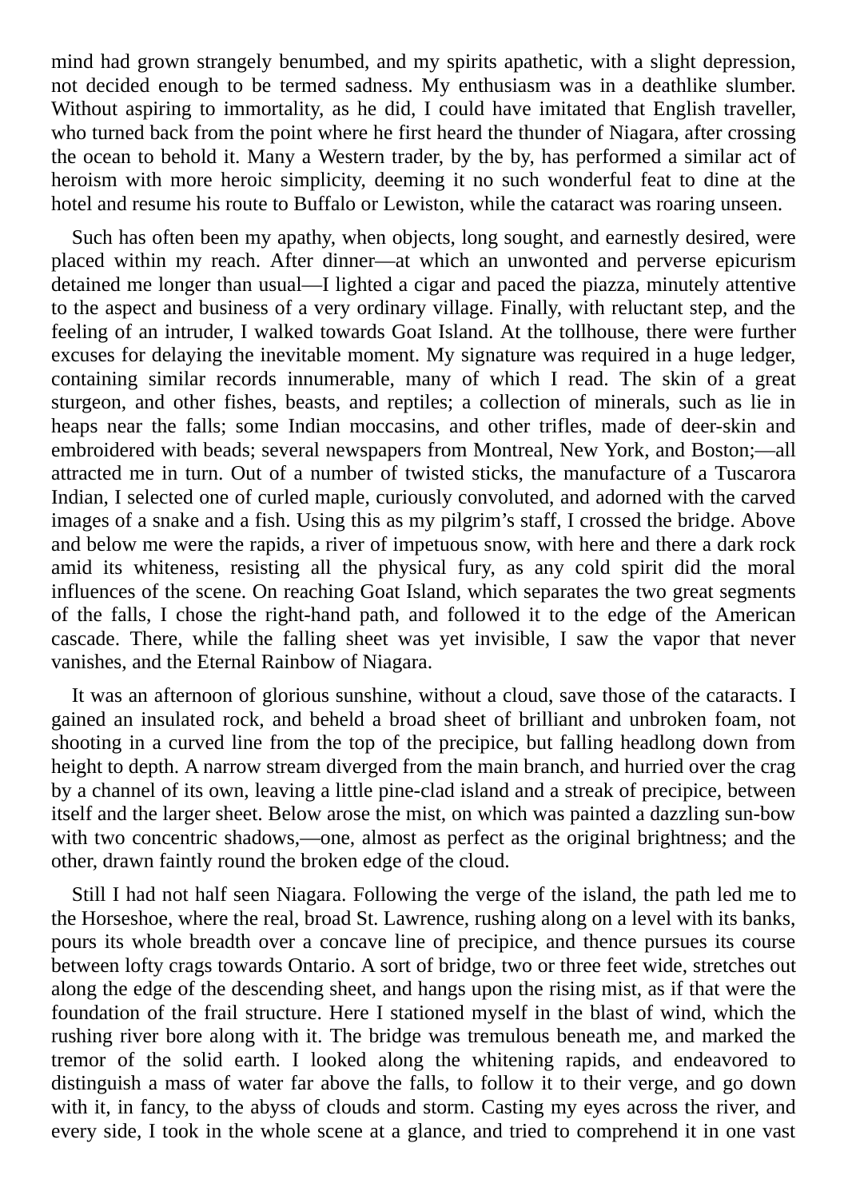mind had grown strangely benumbed, and my spirits apathetic, with a slight depression, not decided enough to be termed sadness. My enthusiasm was in a deathlike slumber. Without aspiring to immortality, as he did, I could have imitated that English traveller, who turned back from the point where he first heard the thunder of Niagara, after crossing the ocean to behold it. Many a Western trader, by the by, has performed a similar act of heroism with more heroic simplicity, deeming it no such wonderful feat to dine at the hotel and resume his route to Buffalo or Lewiston, while the cataract was roaring unseen.

Such has often been my apathy, when objects, long sought, and earnestly desired, were placed within my reach. After dinner—at which an unwonted and perverse epicurism detained me longer than usual—I lighted a cigar and paced the piazza, minutely attentive to the aspect and business of a very ordinary village. Finally, with reluctant step, and the feeling of an intruder, I walked towards Goat Island. At the tollhouse, there were further excuses for delaying the inevitable moment. My signature was required in a huge ledger, containing similar records innumerable, many of which I read. The skin of a great sturgeon, and other fishes, beasts, and reptiles; a collection of minerals, such as lie in heaps near the falls; some Indian moccasins, and other trifles, made of deer-skin and embroidered with beads; several newspapers from Montreal, New York, and Boston;—all attracted me in turn. Out of a number of twisted sticks, the manufacture of a Tuscarora Indian, I selected one of curled maple, curiously convoluted, and adorned with the carved images of a snake and a fish. Using this as my pilgrim's staff, I crossed the bridge. Above and below me were the rapids, a river of impetuous snow, with here and there a dark rock amid its whiteness, resisting all the physical fury, as any cold spirit did the moral influences of the scene. On reaching Goat Island, which separates the two great segments of the falls, I chose the right-hand path, and followed it to the edge of the American cascade. There, while the falling sheet was yet invisible, I saw the vapor that never vanishes, and the Eternal Rainbow of Niagara.

It was an afternoon of glorious sunshine, without a cloud, save those of the cataracts. I gained an insulated rock, and beheld a broad sheet of brilliant and unbroken foam, not shooting in a curved line from the top of the precipice, but falling headlong down from height to depth. A narrow stream diverged from the main branch, and hurried over the crag by a channel of its own, leaving a little pine-clad island and a streak of precipice, between itself and the larger sheet. Below arose the mist, on which was painted a dazzling sun-bow with two concentric shadows,—one, almost as perfect as the original brightness; and the other, drawn faintly round the broken edge of the cloud.

Still I had not half seen Niagara. Following the verge of the island, the path led me to the Horseshoe, where the real, broad St. Lawrence, rushing along on a level with its banks, pours its whole breadth over a concave line of precipice, and thence pursues its course between lofty crags towards Ontario. A sort of bridge, two or three feet wide, stretches out along the edge of the descending sheet, and hangs upon the rising mist, as if that were the foundation of the frail structure. Here I stationed myself in the blast of wind, which the rushing river bore along with it. The bridge was tremulous beneath me, and marked the tremor of the solid earth. I looked along the whitening rapids, and endeavored to distinguish a mass of water far above the falls, to follow it to their verge, and go down with it, in fancy, to the abyss of clouds and storm. Casting my eyes across the river, and every side, I took in the whole scene at a glance, and tried to comprehend it in one vast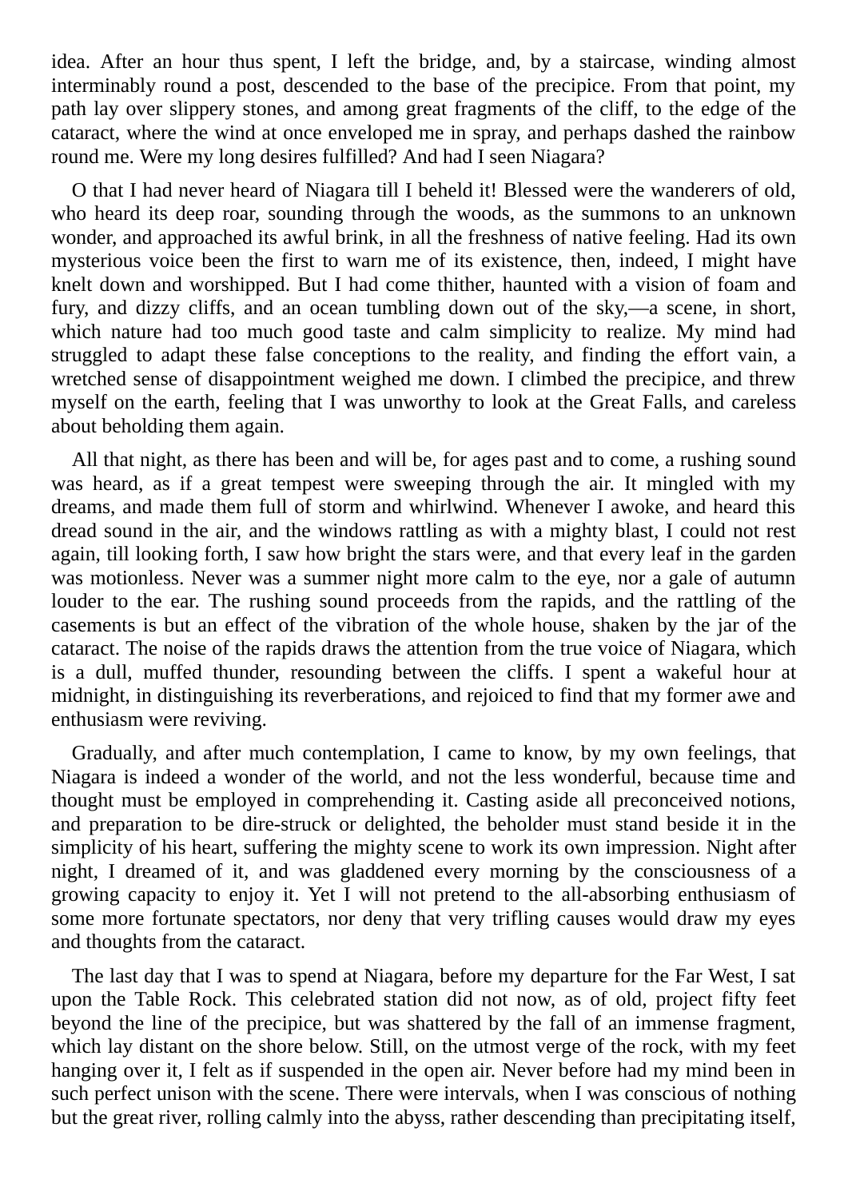idea. After an hour thus spent, I left the bridge, and, by a staircase, winding almost interminably round a post, descended to the base of the precipice. From that point, my path lay over slippery stones, and among great fragments of the cliff, to the edge of the cataract, where the wind at once enveloped me in spray, and perhaps dashed the rainbow round me. Were my long desires fulfilled? And had I seen Niagara?

O that I had never heard of Niagara till I beheld it! Blessed were the wanderers of old, who heard its deep roar, sounding through the woods, as the summons to an unknown wonder, and approached its awful brink, in all the freshness of native feeling. Had its own mysterious voice been the first to warn me of its existence, then, indeed, I might have knelt down and worshipped. But I had come thither, haunted with a vision of foam and fury, and dizzy cliffs, and an ocean tumbling down out of the sky,—a scene, in short, which nature had too much good taste and calm simplicity to realize. My mind had struggled to adapt these false conceptions to the reality, and finding the effort vain, a wretched sense of disappointment weighed me down. I climbed the precipice, and threw myself on the earth, feeling that I was unworthy to look at the Great Falls, and careless about beholding them again.

All that night, as there has been and will be, for ages past and to come, a rushing sound was heard, as if a great tempest were sweeping through the air. It mingled with my dreams, and made them full of storm and whirlwind. Whenever I awoke, and heard this dread sound in the air, and the windows rattling as with a mighty blast, I could not rest again, till looking forth, I saw how bright the stars were, and that every leaf in the garden was motionless. Never was a summer night more calm to the eye, nor a gale of autumn louder to the ear. The rushing sound proceeds from the rapids, and the rattling of the casements is but an effect of the vibration of the whole house, shaken by the jar of the cataract. The noise of the rapids draws the attention from the true voice of Niagara, which is a dull, muffed thunder, resounding between the cliffs. I spent a wakeful hour at midnight, in distinguishing its reverberations, and rejoiced to find that my former awe and enthusiasm were reviving.

Gradually, and after much contemplation, I came to know, by my own feelings, that Niagara is indeed a wonder of the world, and not the less wonderful, because time and thought must be employed in comprehending it. Casting aside all preconceived notions, and preparation to be dire-struck or delighted, the beholder must stand beside it in the simplicity of his heart, suffering the mighty scene to work its own impression. Night after night, I dreamed of it, and was gladdened every morning by the consciousness of a growing capacity to enjoy it. Yet I will not pretend to the all-absorbing enthusiasm of some more fortunate spectators, nor deny that very trifling causes would draw my eyes and thoughts from the cataract.

The last day that I was to spend at Niagara, before my departure for the Far West, I sat upon the Table Rock. This celebrated station did not now, as of old, project fifty feet beyond the line of the precipice, but was shattered by the fall of an immense fragment, which lay distant on the shore below. Still, on the utmost verge of the rock, with my feet hanging over it, I felt as if suspended in the open air. Never before had my mind been in such perfect unison with the scene. There were intervals, when I was conscious of nothing but the great river, rolling calmly into the abyss, rather descending than precipitating itself,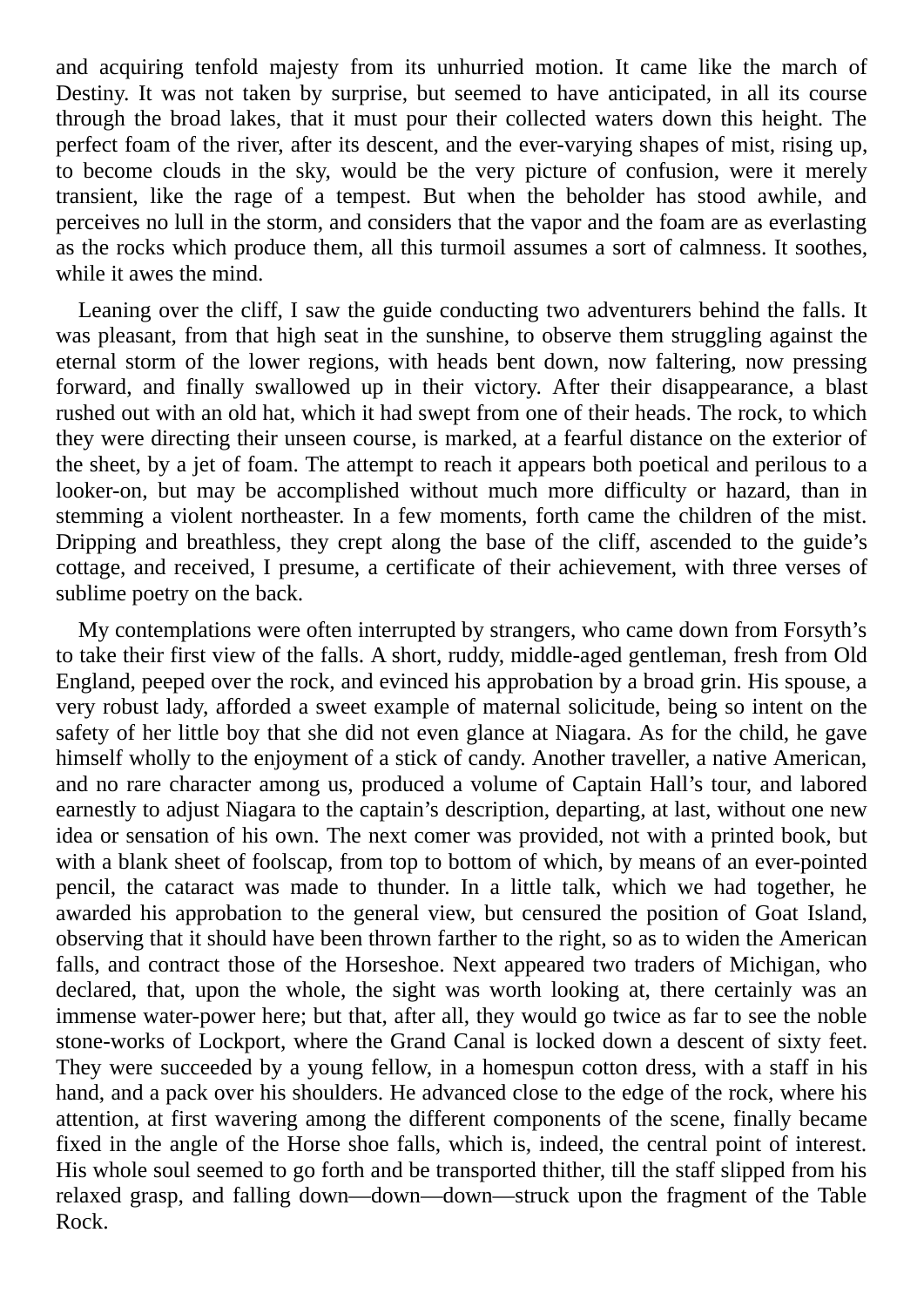and acquiring tenfold majesty from its unhurried motion. It came like the march of Destiny. It was not taken by surprise, but seemed to have anticipated, in all its course through the broad lakes, that it must pour their collected waters down this height. The perfect foam of the river, after its descent, and the ever-varying shapes of mist, rising up, to become clouds in the sky, would be the very picture of confusion, were it merely transient, like the rage of a tempest. But when the beholder has stood awhile, and perceives no lull in the storm, and considers that the vapor and the foam are as everlasting as the rocks which produce them, all this turmoil assumes a sort of calmness. It soothes, while it awes the mind.

Leaning over the cliff, I saw the guide conducting two adventurers behind the falls. It was pleasant, from that high seat in the sunshine, to observe them struggling against the eternal storm of the lower regions, with heads bent down, now faltering, now pressing forward, and finally swallowed up in their victory. After their disappearance, a blast rushed out with an old hat, which it had swept from one of their heads. The rock, to which they were directing their unseen course, is marked, at a fearful distance on the exterior of the sheet, by a jet of foam. The attempt to reach it appears both poetical and perilous to a looker-on, but may be accomplished without much more difficulty or hazard, than in stemming a violent northeaster. In a few moments, forth came the children of the mist. Dripping and breathless, they crept along the base of the cliff, ascended to the guide's cottage, and received, I presume, a certificate of their achievement, with three verses of sublime poetry on the back.

My contemplations were often interrupted by strangers, who came down from Forsyth's to take their first view of the falls. A short, ruddy, middle-aged gentleman, fresh from Old England, peeped over the rock, and evinced his approbation by a broad grin. His spouse, a very robust lady, afforded a sweet example of maternal solicitude, being so intent on the safety of her little boy that she did not even glance at Niagara. As for the child, he gave himself wholly to the enjoyment of a stick of candy. Another traveller, a native American, and no rare character among us, produced a volume of Captain Hall's tour, and labored earnestly to adjust Niagara to the captain's description, departing, at last, without one new idea or sensation of his own. The next comer was provided, not with a printed book, but with a blank sheet of foolscap, from top to bottom of which, by means of an ever-pointed pencil, the cataract was made to thunder. In a little talk, which we had together, he awarded his approbation to the general view, but censured the position of Goat Island, observing that it should have been thrown farther to the right, so as to widen the American falls, and contract those of the Horseshoe. Next appeared two traders of Michigan, who declared, that, upon the whole, the sight was worth looking at, there certainly was an immense water-power here; but that, after all, they would go twice as far to see the noble stone-works of Lockport, where the Grand Canal is locked down a descent of sixty feet. They were succeeded by a young fellow, in a homespun cotton dress, with a staff in his hand, and a pack over his shoulders. He advanced close to the edge of the rock, where his attention, at first wavering among the different components of the scene, finally became fixed in the angle of the Horse shoe falls, which is, indeed, the central point of interest. His whole soul seemed to go forth and be transported thither, till the staff slipped from his relaxed grasp, and falling down—down—down—struck upon the fragment of the Table Rock.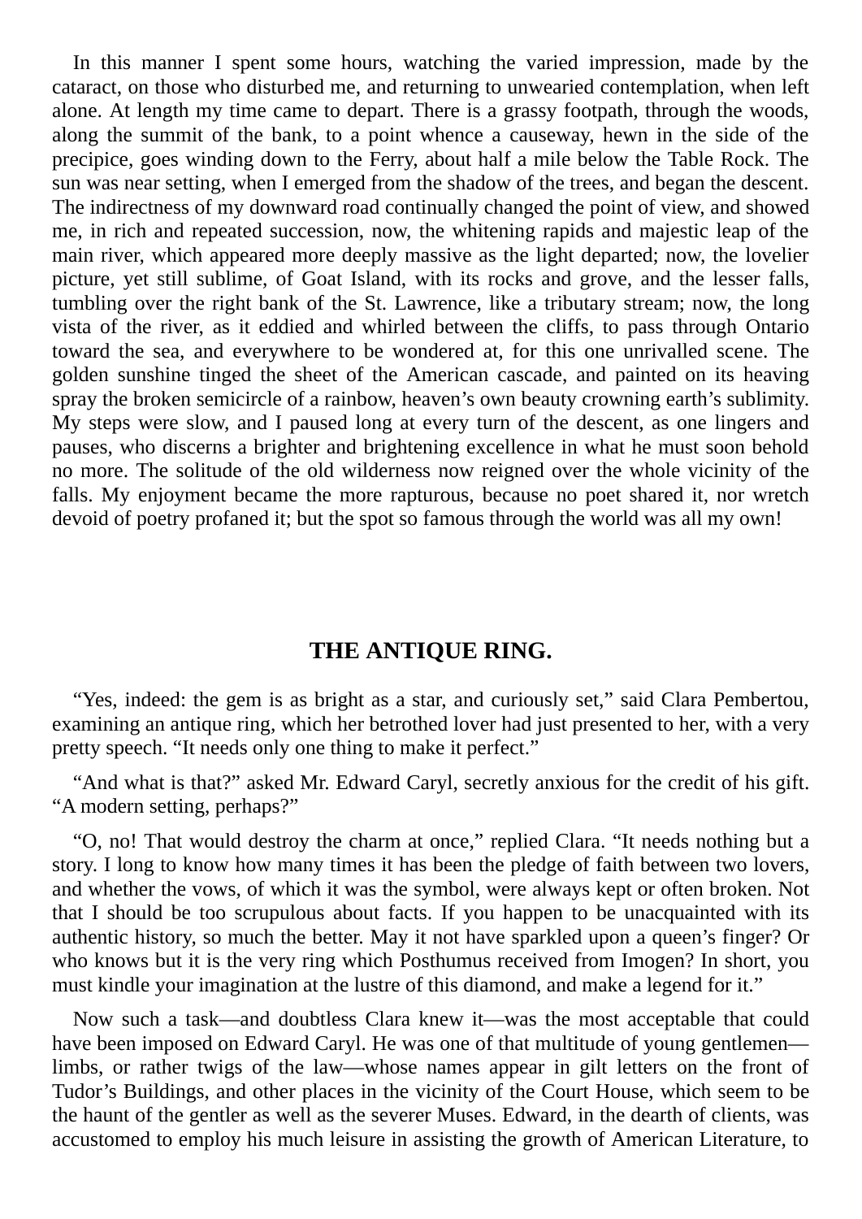In this manner I spent some hours, watching the varied impression, made by the cataract, on those who disturbed me, and returning to unwearied contemplation, when left alone. At length my time came to depart. There is a grassy footpath, through the woods, along the summit of the bank, to a point whence a causeway, hewn in the side of the precipice, goes winding down to the Ferry, about half a mile below the Table Rock. The sun was near setting, when I emerged from the shadow of the trees, and began the descent. The indirectness of my downward road continually changed the point of view, and showed me, in rich and repeated succession, now, the whitening rapids and majestic leap of the main river, which appeared more deeply massive as the light departed; now, the lovelier picture, yet still sublime, of Goat Island, with its rocks and grove, and the lesser falls, tumbling over the right bank of the St. Lawrence, like a tributary stream; now, the long vista of the river, as it eddied and whirled between the cliffs, to pass through Ontario toward the sea, and everywhere to be wondered at, for this one unrivalled scene. The golden sunshine tinged the sheet of the American cascade, and painted on its heaving spray the broken semicircle of a rainbow, heaven's own beauty crowning earth's sublimity. My steps were slow, and I paused long at every turn of the descent, as one lingers and pauses, who discerns a brighter and brightening excellence in what he must soon behold no more. The solitude of the old wilderness now reigned over the whole vicinity of the falls. My enjoyment became the more rapturous, because no poet shared it, nor wretch devoid of poetry profaned it; but the spot so famous through the world was all my own!

## THE ANTIQUE RING.

"Yes, indeed: the gem is as bright as a star, and curiously set," said Clara Pembertou, examining an antique ring, which her betrothed lover had just presented to her, with a very pretty speech. "It needs only one thing to make it perfect."

"And what is that?" asked Mr. Edward Caryl, secretly anxious for the credit of his gift. "A modern setting, perhaps?"

"O, no! That would destroy the charm at once," replied Clara. "It needs nothing but a story. I long to know how many times it has been the pledge of faith between two lovers, and whether the vows, of which it was the symbol, were always kept or often broken. Not that I should be too scrupulous about facts. If you happen to be unacquainted with its authentic history, so much the better. May it not have sparkled upon a queen's finger? Or who knows but it is the very ring which Posthumus received from Imogen? In short, you must kindle your imagination at the lustre of this diamond, and make a legend for it."

Now such a task—and doubtless Clara knew it—was the most acceptable that could have been imposed on Edward Caryl. He was one of that multitude of young gentlemen—limbs, or rather twigs of the law—whose names appear in gilt letters on the front of Tudor's Buildings, and other places in the vicinity of the Court House, which seem to be the haunt of the gentler as well as the severer Muses. Edward, in the dearth of clients, was accustomed to employ his much leisure in assisting the growth of American Literature, to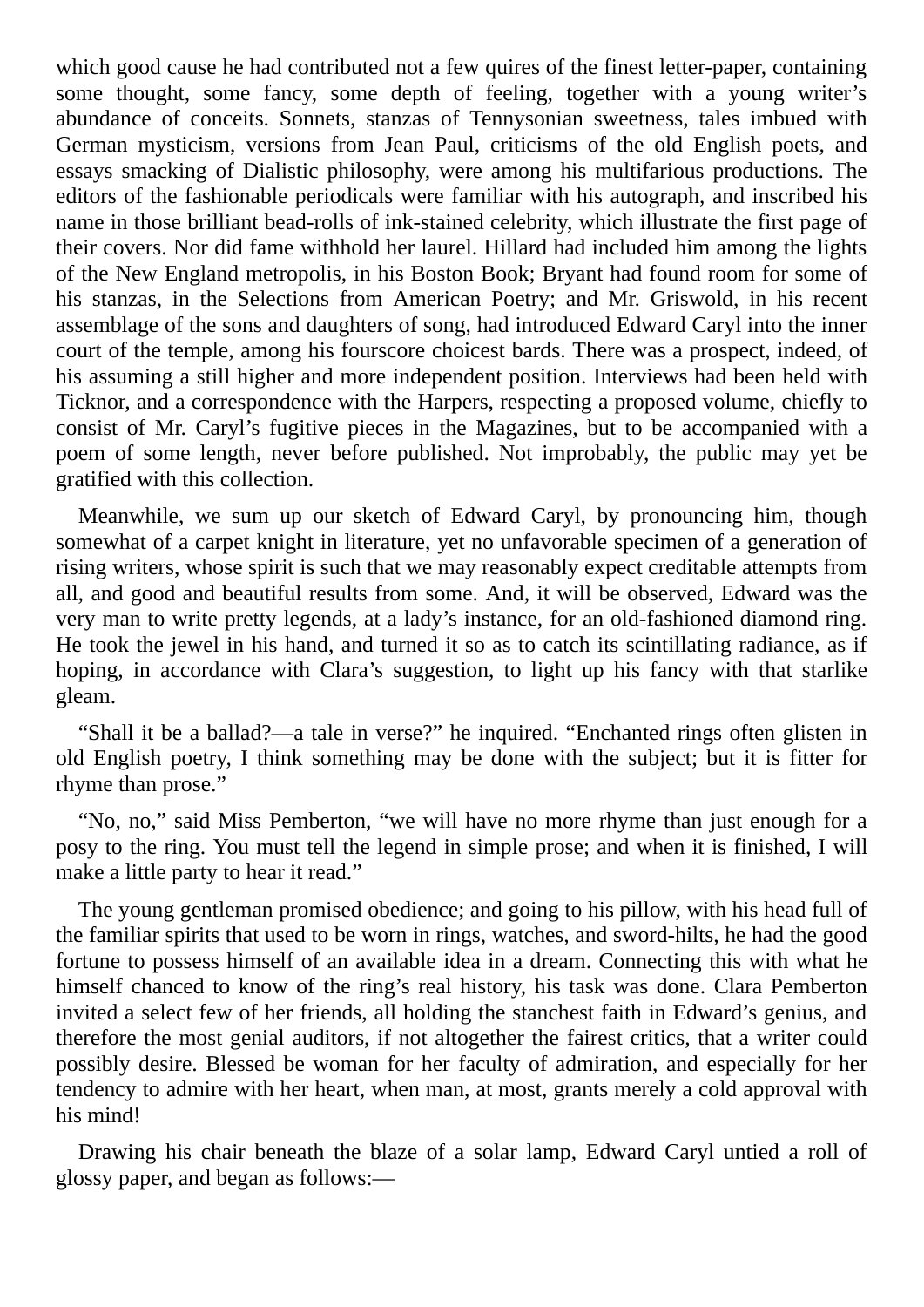which good cause he had contributed not a few quires of the finest letter-paper, containing some thought, some fancy, some depth of feeling, together with a young writer's abundance of conceits. Sonnets, stanzas of Tennysonian sweetness, tales imbued with German mysticism, versions from Jean Paul, criticisms of the old English poets, and essays smacking of Dialistic philosophy, were among his multifarious productions. The editors of the fashionable periodicals were familiar with his autograph, and inscribed his name in those brilliant bead-rolls of ink-stained celebrity, which illustrate the first page of their covers. Nor did fame withhold her laurel. Hillard had included him among the lights of the New England metropolis, in his Boston Book; Bryant had found room for some of his stanzas, in the Selections from American Poetry; and Mr. Griswold, in his recent assemblage of the sons and daughters of song, had introduced Edward Caryl into the inner court of the temple, among his fourscore choicest bards. There was a prospect, indeed, of his assuming a still higher and more independent position. Interviews had been held with Ticknor, and a correspondence with the Harpers, respecting a proposed volume, chiefly to consist of Mr. Caryl's fugitive pieces in the Magazines, but to be accompanied with a poem of some length, never before published. Not improbably, the public may yet be gratified with this collection.

Meanwhile, we sum up our sketch of Edward Caryl, by pronouncing him, though somewhat of a carpet knight in literature, yet no unfavorable specimen of a generation of rising writers, whose spirit is such that we may reasonably expect creditable attempts from all, and good and beautiful results from some. And, it will be observed, Edward was the very man to write pretty legends, at a lady's instance, for an old-fashioned diamond ring. He took the jewel in his hand, and turned it so as to catch its scintillating radiance, as if hoping, in accordance with Clara's suggestion, to light up his fancy with that starlike gleam.

"Shall it be a ballad?—a tale in verse?" he inquired. "Enchanted rings often glisten in old English poetry, I think something may be done with the subject; but it is fitter for rhyme than prose."

"No, no," said Miss Pemberton, "we will have no more rhyme than just enough for a posy to the ring. You must tell the legend in simple prose; and when it is finished, I will make a little party to hear it read."

The young gentleman promised obedience; and going to his pillow, with his head full of the familiar spirits that used to be worn in rings, watches, and sword-hilts, he had the good fortune to possess himself of an available idea in a dream. Connecting this with what he himself chanced to know of the ring's real history, his task was done. Clara Pemberton invited a select few of her friends, all holding the stanchest faith in Edward's genius, and therefore the most genial auditors, if not altogether the fairest critics, that a writer could possibly desire. Blessed be woman for her faculty of admiration, and especially for her tendency to admire with her heart, when man, at most, grants merely a cold approval with his mind!

Drawing his chair beneath the blaze of a solar lamp, Edward Caryl untied a roll of glossy paper, and began as follows:—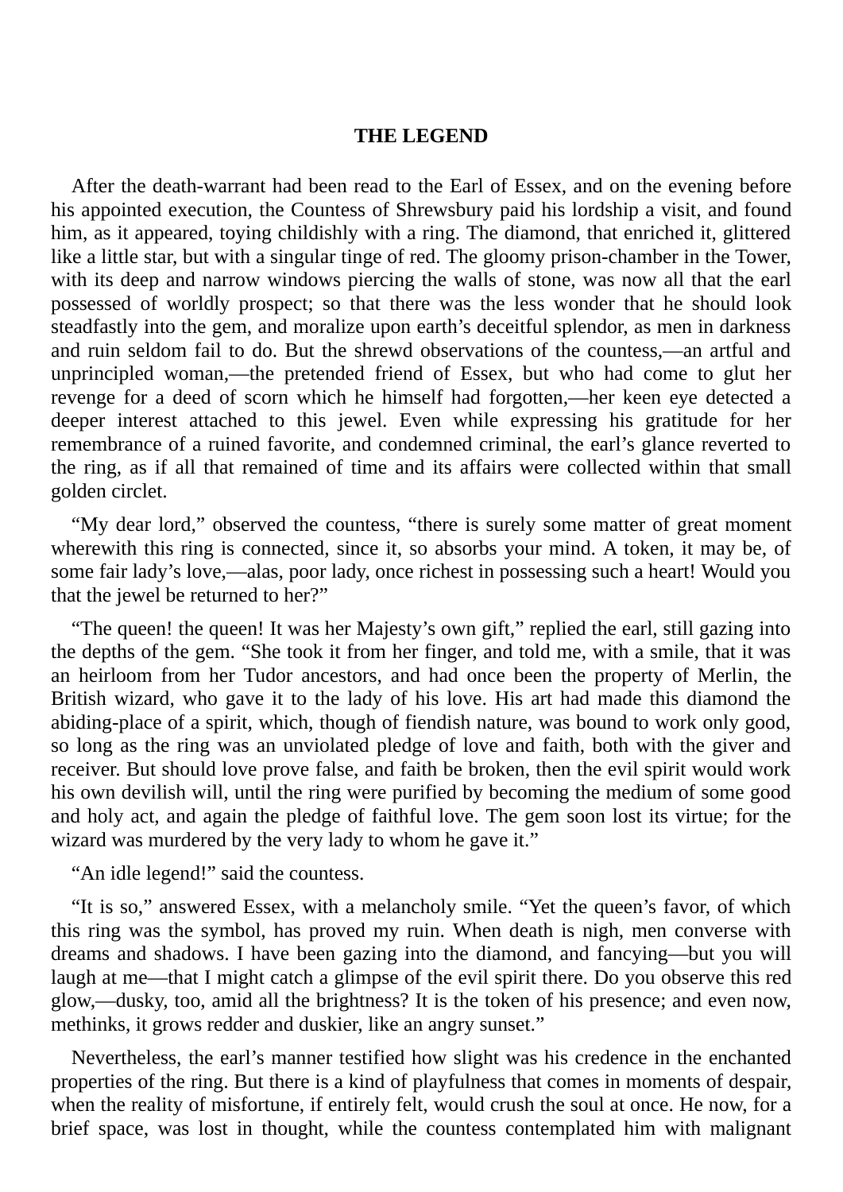**THE LEGEND**

After the death-warrant had been read to the Earl of Essex, and on the evening before his appointed execution, the Countess of Shrewsbury paid his lordship a visit, and found him, as it appeared, toying childishly with a ring. The diamond, that enriched it, glittered like a little star, but with a singular tinge of red. The gloomy prison-chamber in the Tower, with its deep and narrow windows piercing the walls of stone, was now all that the earl possessed of worldly prospect; so that there was the less wonder that he should look steadfastly into the gem, and moralize upon earth's deceitful splendor, as men in darkness and ruin seldom fail to do. But the shrewd observations of the countess,—an artful and unprincipled woman,—the pretended friend of Essex, but who had come to glut her revenge for a deed of scorn which he himself had forgotten,—her keen eye detected a deeper interest attached to this jewel. Even while expressing his gratitude for her remembrance of a ruined favorite, and condemned criminal, the earl's glance reverted to the ring, as if all that remained of time and its affairs were collected within that small golden circlet.

"My dear lord," observed the countess, "there is surely some matter of great moment wherewith this ring is connected, since it, so absorbs your mind. A token, it may be, of some fair lady's love,—alas, poor lady, once richest in possessing such a heart! Would you that the jewel be returned to her?"

"The queen! the queen! It was her Majesty's own gift," replied the earl, still gazing into the depths of the gem. "She took it from her finger, and told me, with a smile, that it was an heirloom from her Tudor ancestors, and had once been the property of Merlin, the British wizard, who gave it to the lady of his love. His art had made this diamond the abiding-place of a spirit, which, though of fiendish nature, was bound to work only good, so long as the ring was an unviolated pledge of love and faith, both with the giver and receiver. But should love prove false, and faith be broken, then the evil spirit would work his own devilish will, until the ring were purified by becoming the medium of some good and holy act, and again the pledge of faithful love. The gem soon lost its virtue; for the wizard was murdered by the very lady to whom he gave it."

"An idle legend!" said the countess.

"It is so," answered Essex, with a melancholy smile. "Yet the queen's favor, of which this ring was the symbol, has proved my ruin. When death is nigh, men converse with dreams and shadows. I have been gazing into the diamond, and fancying—but you will laugh at me—that I might catch a glimpse of the evil spirit there. Do you observe this red glow,—dusky, too, amid all the brightness? It is the token of his presence; and even now, methinks, it grows redder and duskier, like an angry sunset."

Nevertheless, the earl's manner testified how slight was his credence in the enchanted properties of the ring. But there is a kind of playfulness that comes in moments of despair, when the reality of misfortune, if entirely felt, would crush the soul at once. He now, for a brief space, was lost in thought, while the countess contemplated him with malignant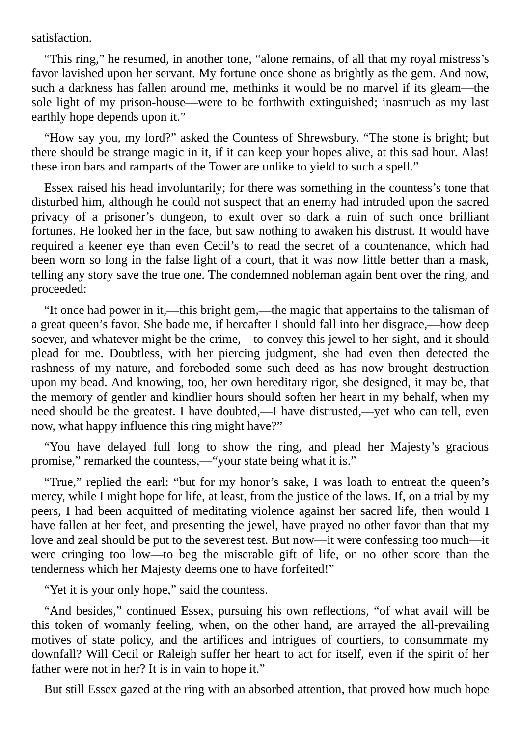satisfaction.

"This ring," he resumed, in another tone, "alone remains, of all that my royal mistress's favor lavished upon her servant. My fortune once shone as brightly as the gem. And now, such a darkness has fallen around me, methinks it would be no marvel if its gleam—the sole light of my prison-house—were to be forthwith extinguished; inasmuch as my last earthly hope depends upon it."

"How say you, my lord?" asked the Countess of Shrewsbury. "The stone is bright; but there should be strange magic in it, if it can keep your hopes alive, at this sad hour. Alas! these iron bars and ramparts of the Tower are unlike to yield to such a spell."

Essex raised his head involuntarily; for there was something in the countess's tone that disturbed him, although he could not suspect that an enemy had intruded upon the sacred privacy of a prisoner's dungeon, to exult over so dark a ruin of such once brilliant fortunes. He looked her in the face, but saw nothing to awaken his distrust. It would have required a keener eye than even Cecil's to read the secret of a countenance, which had been worn so long in the false light of a court, that it was now little better than a mask, telling any story save the true one. The condemned nobleman again bent over the ring, and proceeded:

"It once had power in it,—this bright gem,—the magic that appertains to the talisman of a great queen's favor. She bade me, if hereafter I should fall into her disgrace,—how deep soever, and whatever might be the crime,—to convey this jewel to her sight, and it should plead for me. Doubtless, with her piercing judgment, she had even then detected the rashness of my nature, and foreboded some such deed as has now brought destruction upon my bead. And knowing, too, her own hereditary rigor, she designed, it may be, that the memory of gentler and kindlier hours should soften her heart in my behalf, when my need should be the greatest. I have doubted,—I have distrusted,—yet who can tell, even now, what happy influence this ring might have?"

"You have delayed full long to show the ring, and plead her Majesty's gracious promise," remarked the countess,—"your state being what it is."

"True," replied the earl: "but for my honor's sake, I was loath to entreat the queen's mercy, while I might hope for life, at least, from the justice of the laws. If, on a trial by my peers, I had been acquitted of meditating violence against her sacred life, then would I have fallen at her feet, and presenting the jewel, have prayed no other favor than that my love and zeal should be put to the severest test. But now—it were confessing too much—it were cringing too low—to beg the miserable gift of life, on no other score than the tenderness which her Majesty deems one to have forfeited!"

"Yet it is your only hope," said the countess.

"And besides," continued Essex, pursuing his own reflections, "of what avail will be this token of womanly feeling, when, on the other hand, are arrayed the all-prevailing motives of state policy, and the artifices and intrigues of courtiers, to consummate my downfall? Will Cecil or Raleigh suffer her heart to act for itself, even if the spirit of her father were not in her? It is in vain to hope it."

But still Essex gazed at the ring with an absorbed attention, that proved how much hope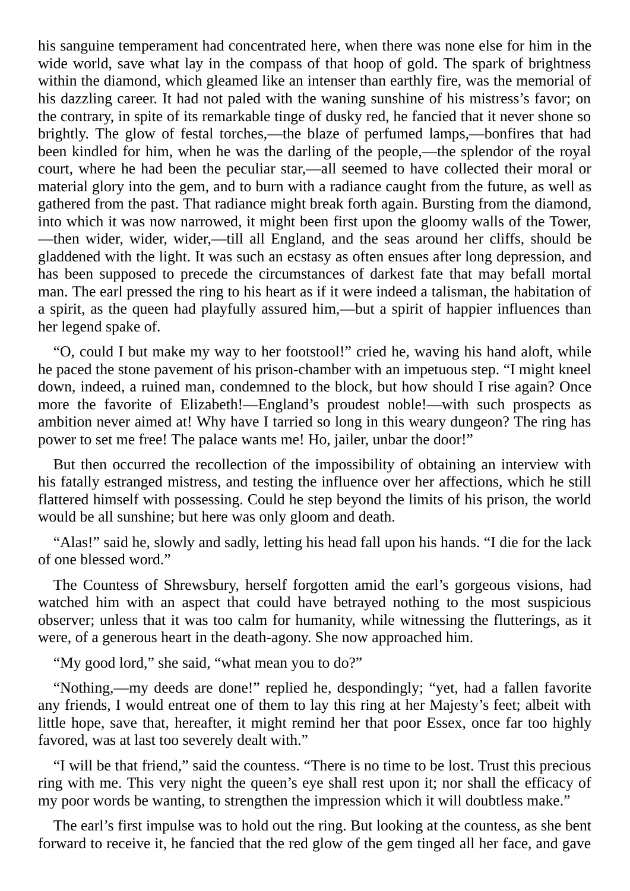his sanguine temperament had concentrated here, when there was none else for him in the wide world, save what lay in the compass of that hoop of gold. The spark of brightness within the diamond, which gleamed like an intenser than earthly fire, was the memorial of his dazzling career. It had not paled with the waning sunshine of his mistress's favor; on the contrary, in spite of its remarkable tinge of dusky red, he fancied that it never shone so brightly. The glow of festal torches,—the blaze of perfumed lamps,—bonfires that had been kindled for him, when he was the darling of the people,—the splendor of the royal court, where he had been the peculiar star,—all seemed to have collected their moral or material glory into the gem, and to burn with a radiance caught from the future, as well as gathered from the past. That radiance might break forth again. Bursting from the diamond, into which it was now narrowed, it might been first upon the gloomy walls of the Tower, —then wider, wider, wider,—till all England, and the seas around her cliffs, should be gladdened with the light. It was such an ecstasy as often ensues after long depression, and has been supposed to precede the circumstances of darkest fate that may befall mortal man. The earl pressed the ring to his heart as if it were indeed a talisman, the habitation of a spirit, as the queen had playfully assured him,—but a spirit of happier influences than her legend spake of.

"O, could I but make my way to her footstool!" cried he, waving his hand aloft, while he paced the stone pavement of his prison-chamber with an impetuous step. "I might kneel down, indeed, a ruined man, condemned to the block, but how should I rise again? Once more the favorite of Elizabeth!—England's proudest noble!—with such prospects as ambition never aimed at! Why have I tarried so long in this weary dungeon? The ring has power to set me free! The palace wants me! Ho, jailer, unbar the door!"

But then occurred the recollection of the impossibility of obtaining an interview with his fatally estranged mistress, and testing the influence over her affections, which he still flattered himself with possessing. Could he step beyond the limits of his prison, the world would be all sunshine; but here was only gloom and death.

"Alas!" said he, slowly and sadly, letting his head fall upon his hands. "I die for the lack of one blessed word."

The Countess of Shrewsbury, herself forgotten amid the earl's gorgeous visions, had watched him with an aspect that could have betrayed nothing to the most suspicious observer; unless that it was too calm for humanity, while witnessing the flutterings, as it were, of a generous heart in the death-agony. She now approached him.

"My good lord," she said, "what mean you to do?"

"Nothing,—my deeds are done!" replied he, despondingly; "yet, had a fallen favorite any friends, I would entreat one of them to lay this ring at her Majesty's feet; albeit with little hope, save that, hereafter, it might remind her that poor Essex, once far too highly favored, was at last too severely dealt with."

"I will be that friend," said the countess. "There is no time to be lost. Trust this precious ring with me. This very night the queen's eye shall rest upon it; nor shall the efficacy of my poor words be wanting, to strengthen the impression which it will doubtless make."

The earl's first impulse was to hold out the ring. But looking at the countess, as she bent forward to receive it, he fancied that the red glow of the gem tinged all her face, and gave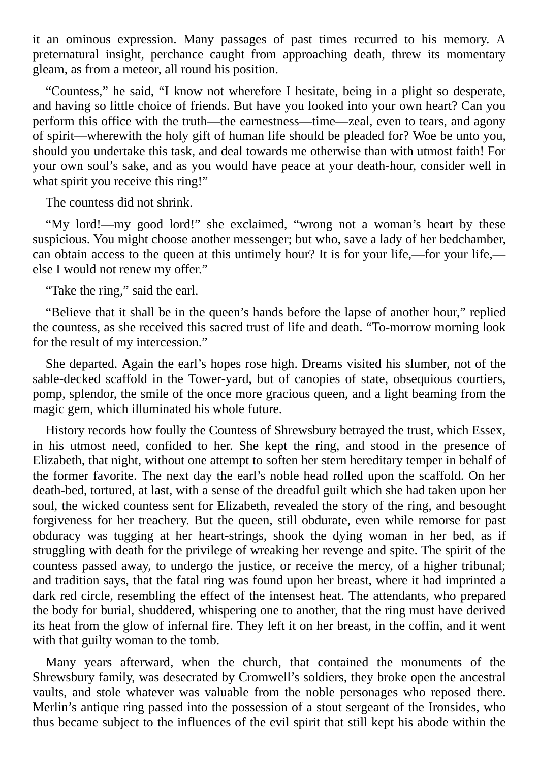it an ominous expression. Many passages of past times recurred to his memory. A preternatural insight, perchance caught from approaching death, threw its momentary gleam, as from a meteor, all round his position.

"Countess," he said, "I know not wherefore I hesitate, being in a plight so desperate, and having so little choice of friends. But have you looked into your own heart? Can you perform this office with the truth—the earnestness—time—zeal, even to tears, and agony of spirit—wherewith the holy gift of human life should be pleaded for? Woe be unto you, should you undertake this task, and deal towards me otherwise than with utmost faith! For your own soul's sake, and as you would have peace at your death-hour, consider well in what spirit you receive this ring!"

The countess did not shrink.

"My lord!—my good lord!" she exclaimed, "wrong not a woman's heart by these suspicious. You might choose another messenger; but who, save a lady of her bedchamber, can obtain access to the queen at this untimely hour? It is for your life,—for your life,—else I would not renew my offer."

"Take the ring," said the earl.

"Believe that it shall be in the queen's hands before the lapse of another hour," replied the countess, as she received this sacred trust of life and death. "To-morrow morning look for the result of my intercession."

She departed. Again the earl's hopes rose high. Dreams visited his slumber, not of the sable-decked scaffold in the Tower-yard, but of canopies of state, obsequious courtiers, pomp, splendor, the smile of the once more gracious queen, and a light beaming from the magic gem, which illuminated his whole future.

History records how foully the Countess of Shrewsbury betrayed the trust, which Essex, in his utmost need, confided to her. She kept the ring, and stood in the presence of Elizabeth, that night, without one attempt to soften her stern hereditary temper in behalf of the former favorite. The next day the earl's noble head rolled upon the scaffold. On her death-bed, tortured, at last, with a sense of the dreadful guilt which she had taken upon her soul, the wicked countess sent for Elizabeth, revealed the story of the ring, and besought forgiveness for her treachery. But the queen, still obdurate, even while remorse for past obduracy was tugging at her heart-strings, shook the dying woman in her bed, as if struggling with death for the privilege of wreaking her revenge and spite. The spirit of the countess passed away, to undergo the justice, or receive the mercy, of a higher tribunal; and tradition says, that the fatal ring was found upon her breast, where it had imprinted a dark red circle, resembling the effect of the intensest heat. The attendants, who prepared the body for burial, shuddered, whispering one to another, that the ring must have derived its heat from the glow of infernal fire. They left it on her breast, in the coffin, and it went with that guilty woman to the tomb.

Many years afterward, when the church, that contained the monuments of the Shrewsbury family, was desecrated by Cromwell's soldiers, they broke open the ancestral vaults, and stole whatever was valuable from the noble personages who reposed there. Merlin's antique ring passed into the possession of a stout sergeant of the Ironsides, who thus became subject to the influences of the evil spirit that still kept his abode within the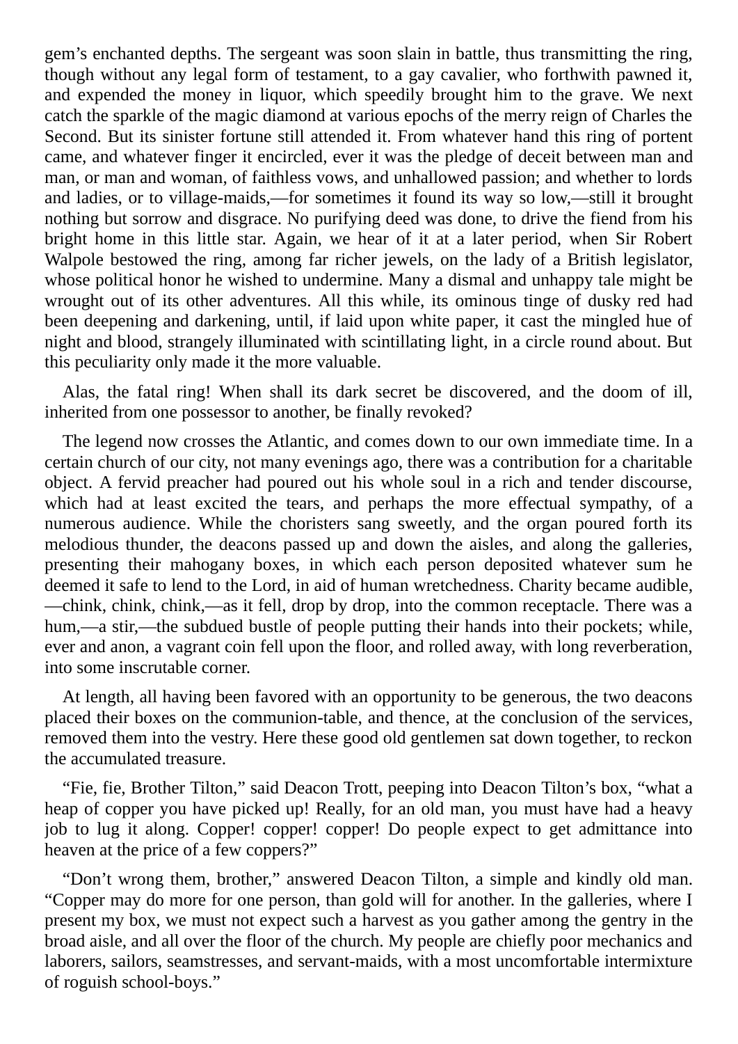gem's enchanted depths. The sergeant was soon slain in battle, thus transmitting the ring, though without any legal form of testament, to a gay cavalier, who forthwith pawned it, and expended the money in liquor, which speedily brought him to the grave. We next catch the sparkle of the magic diamond at various epochs of the merry reign of Charles the Second. But its sinister fortune still attended it. From whatever hand this ring of portent came, and whatever finger it encircled, ever it was the pledge of deceit between man and man, or man and woman, of faithless vows, and unhallowed passion; and whether to lords and ladies, or to village-maids,—for sometimes it found its way so low,—still it brought nothing but sorrow and disgrace. No purifying deed was done, to drive the fiend from his bright home in this little star. Again, we hear of it at a later period, when Sir Robert Walpole bestowed the ring, among far richer jewels, on the lady of a British legislator, whose political honor he wished to undermine. Many a dismal and unhappy tale might be wrought out of its other adventures. All this while, its ominous tinge of dusky red had been deepening and darkening, until, if laid upon white paper, it cast the mingled hue of night and blood, strangely illuminated with scintillating light, in a circle round about. But this peculiarity only made it the more valuable.

Alas, the fatal ring! When shall its dark secret be discovered, and the doom of ill, inherited from one possessor to another, be finally revoked?

The legend now crosses the Atlantic, and comes down to our own immediate time. In a certain church of our city, not many evenings ago, there was a contribution for a charitable object. A fervid preacher had poured out his whole soul in a rich and tender discourse, which had at least excited the tears, and perhaps the more effectual sympathy, of a numerous audience. While the choristers sang sweetly, and the organ poured forth its melodious thunder, the deacons passed up and down the aisles, and along the galleries, presenting their mahogany boxes, in which each person deposited whatever sum he deemed it safe to lend to the Lord, in aid of human wretchedness. Charity became audible,—chink, chink, chink,—as it fell, drop by drop, into the common receptacle. There was a hum,—a stir,—the subdued bustle of people putting their hands into their pockets; while, ever and anon, a vagrant coin fell upon the floor, and rolled away, with long reverberation, into some inscrutable corner.

At length, all having been favored with an opportunity to be generous, the two deacons placed their boxes on the communion-table, and thence, at the conclusion of the services, removed them into the vestry. Here these good old gentlemen sat down together, to reckon the accumulated treasure.

"Fie, fie, Brother Tilton," said Deacon Trott, peeping into Deacon Tilton's box, "what a heap of copper you have picked up! Really, for an old man, you must have had a heavy job to lug it along. Copper! copper! copper! Do people expect to get admittance into heaven at the price of a few coppers?"

"Don't wrong them, brother," answered Deacon Tilton, a simple and kindly old man. "Copper may do more for one person, than gold will for another. In the galleries, where I present my box, we must not expect such a harvest as you gather among the gentry in the broad aisle, and all over the floor of the church. My people are chiefly poor mechanics and laborers, sailors, seamstresses, and servant-maids, with a most uncomfortable intermixture of roguish school-boys."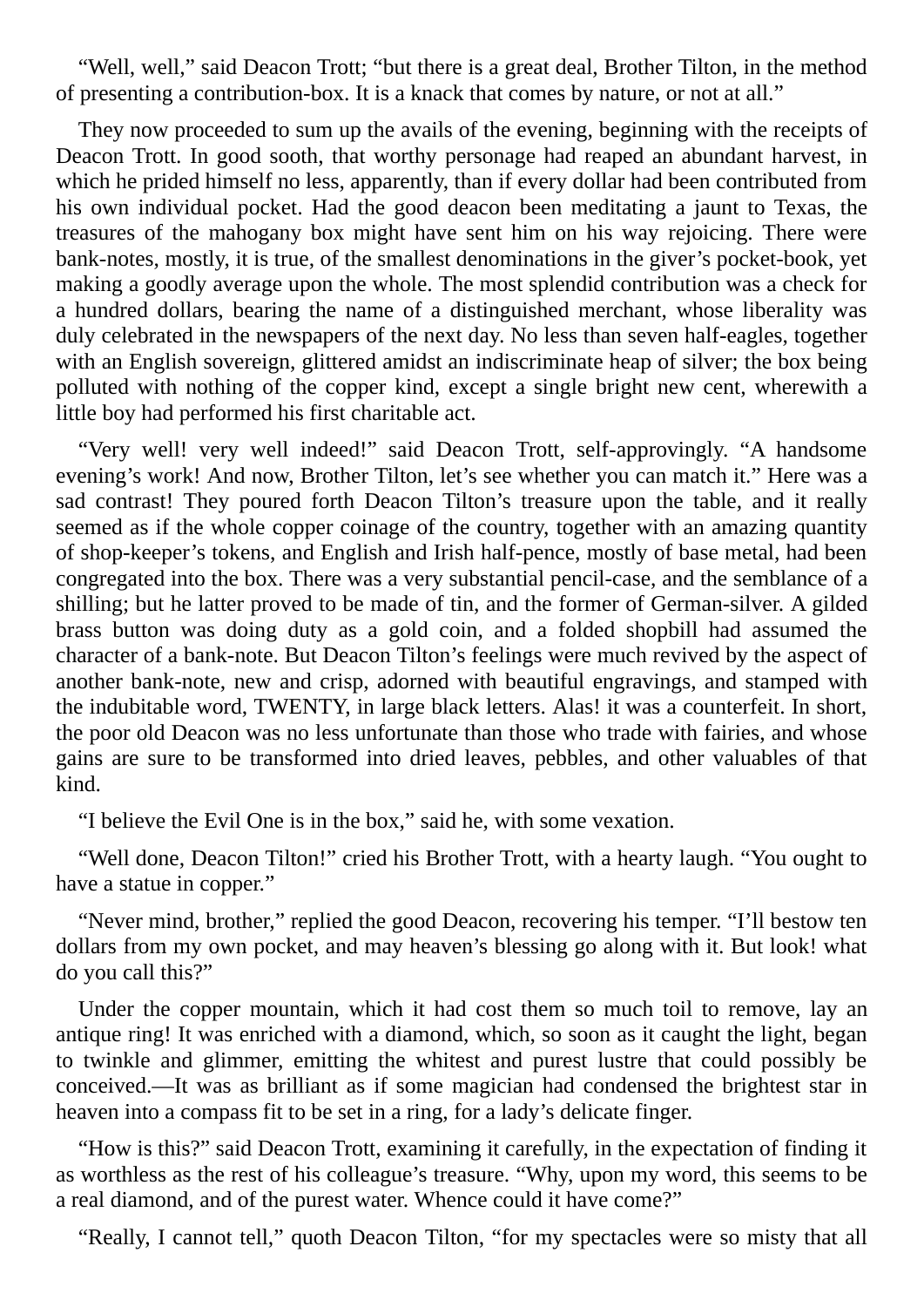"Well, well," said Deacon Trott; "but there is a great deal, Brother Tilton, in the method of presenting a contribution-box. It is a knack that comes by nature, or not at all."

They now proceeded to sum up the avails of the evening, beginning with the receipts of Deacon Trott. In good sooth, that worthy personage had reaped an abundant harvest, in which he prided himself no less, apparently, than if every dollar had been contributed from his own individual pocket. Had the good deacon been meditating a jaunt to Texas, the treasures of the mahogany box might have sent him on his way rejoicing. There were bank-notes, mostly, it is true, of the smallest denominations in the giver's pocket-book, yet making a goodly average upon the whole. The most splendid contribution was a check for a hundred dollars, bearing the name of a distinguished merchant, whose liberality was duly celebrated in the newspapers of the next day. No less than seven half-eagles, together with an English sovereign, glittered amidst an indiscriminate heap of silver; the box being polluted with nothing of the copper kind, except a single bright new cent, wherewith a little boy had performed his first charitable act.

"Very well! very well indeed!" said Deacon Trott, self-approvingly. "A handsome evening's work! And now, Brother Tilton, let's see whether you can match it." Here was a sad contrast! They poured forth Deacon Tilton's treasure upon the table, and it really seemed as if the whole copper coinage of the country, together with an amazing quantity of shop-keeper's tokens, and English and Irish half-pence, mostly of base metal, had been congregated into the box. There was a very substantial pencil-case, and the semblance of a shilling; but he latter proved to be made of tin, and the former of German-silver. A gilded brass button was doing duty as a gold coin, and a folded shopbill had assumed the character of a bank-note. But Deacon Tilton's feelings were much revived by the aspect of another bank-note, new and crisp, adorned with beautiful engravings, and stamped with the indubitable word, TWENTY, in large black letters. Alas! it was a counterfeit. In short, the poor old Deacon was no less unfortunate than those who trade with fairies, and whose gains are sure to be transformed into dried leaves, pebbles, and other valuables of that kind.

"I believe the Evil One is in the box," said he, with some vexation.

"Well done, Deacon Tilton!" cried his Brother Trott, with a hearty laugh. "You ought to have a statue in copper."

"Never mind, brother," replied the good Deacon, recovering his temper. "I'll bestow ten dollars from my own pocket, and may heaven's blessing go along with it. But look! what do you call this?"

Under the copper mountain, which it had cost them so much toil to remove, lay an antique ring! It was enriched with a diamond, which, so soon as it caught the light, began to twinkle and glimmer, emitting the whitest and purest lustre that could possibly be conceived.—It was as brilliant as if some magician had condensed the brightest star in heaven into a compass fit to be set in a ring, for a lady's delicate finger.

"How is this?" said Deacon Trott, examining it carefully, in the expectation of finding it as worthless as the rest of his colleague's treasure. "Why, upon my word, this seems to be a real diamond, and of the purest water. Whence could it have come?"

"Really, I cannot tell," quoth Deacon Tilton, "for my spectacles were so misty that all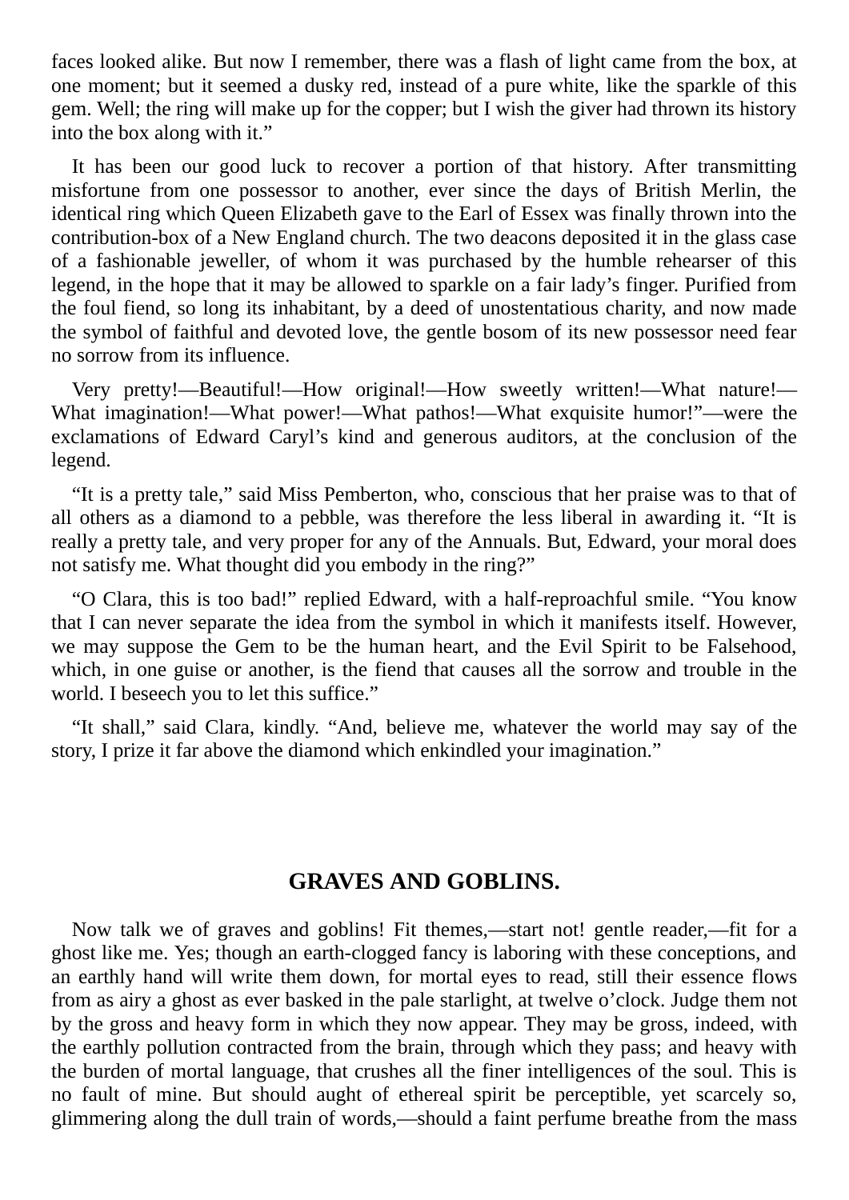faces looked alike. But now I remember, there was a flash of light came from the box, at one moment; but it seemed a dusky red, instead of a pure white, like the sparkle of this gem. Well; the ring will make up for the copper; but I wish the giver had thrown its history into the box along with it."

It has been our good luck to recover a portion of that history. After transmitting misfortune from one possessor to another, ever since the days of British Merlin, the identical ring which Queen Elizabeth gave to the Earl of Essex was finally thrown into the contribution-box of a New England church. The two deacons deposited it in the glass case of a fashionable jeweller, of whom it was purchased by the humble rehearser of this legend, in the hope that it may be allowed to sparkle on a fair lady's finger. Purified from the foul fiend, so long its inhabitant, by a deed of unostentatious charity, and now made the symbol of faithful and devoted love, the gentle bosom of its new possessor need fear no sorrow from its influence.

Very pretty!—Beautiful!—How original!—How sweetly written!—What nature!—What imagination!—What power!—What pathos!—What exquisite humor!"—were the exclamations of Edward Caryl's kind and generous auditors, at the conclusion of the legend.

"It is a pretty tale," said Miss Pemberton, who, conscious that her praise was to that of all others as a diamond to a pebble, was therefore the less liberal in awarding it. "It is really a pretty tale, and very proper for any of the Annuals. But, Edward, your moral does not satisfy me. What thought did you embody in the ring?"

"O Clara, this is too bad!" replied Edward, with a half-reproachful smile. "You know that I can never separate the idea from the symbol in which it manifests itself. However, we may suppose the Gem to be the human heart, and the Evil Spirit to be Falsehood, which, in one guise or another, is the fiend that causes all the sorrow and trouble in the world. I beseech you to let this suffice."

"It shall," said Clara, kindly. "And, believe me, whatever the world may say of the story, I prize it far above the diamond which enkindled your imagination."

## GRAVES AND GOBLINS.

Now talk we of graves and goblins! Fit themes,—start not! gentle reader,—fit for a ghost like me. Yes; though an earth-clogged fancy is laboring with these conceptions, and an earthly hand will write them down, for mortal eyes to read, still their essence flows from as airy a ghost as ever basked in the pale starlight, at twelve o'clock. Judge them not by the gross and heavy form in which they now appear. They may be gross, indeed, with the earthly pollution contracted from the brain, through which they pass; and heavy with the burden of mortal language, that crushes all the finer intelligences of the soul. This is no fault of mine. But should aught of ethereal spirit be perceptible, yet scarcely so, glimmering along the dull train of words,—should a faint perfume breathe from the mass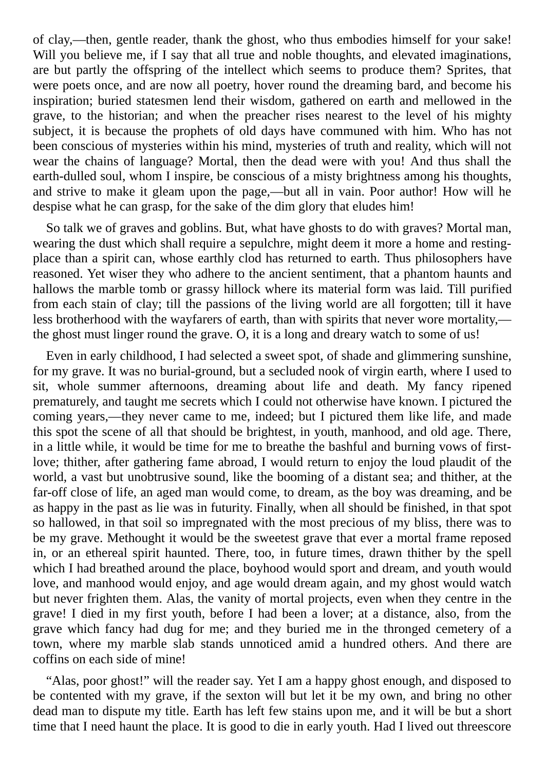of clay,—then, gentle reader, thank the ghost, who thus embodies himself for your sake! Will you believe me, if I say that all true and noble thoughts, and elevated imaginations, are but partly the offspring of the intellect which seems to produce them? Sprites, that were poets once, and are now all poetry, hover round the dreaming bard, and become his inspiration; buried statesmen lend their wisdom, gathered on earth and mellowed in the grave, to the historian; and when the preacher rises nearest to the level of his mighty subject, it is because the prophets of old days have communed with him. Who has not been conscious of mysteries within his mind, mysteries of truth and reality, which will not wear the chains of language? Mortal, then the dead were with you! And thus shall the earth-dulled soul, whom I inspire, be conscious of a misty brightness among his thoughts, and strive to make it gleam upon the page,—but all in vain. Poor author! How will he despise what he can grasp, for the sake of the dim glory that eludes him!

So talk we of graves and goblins. But, what have ghosts to do with graves? Mortal man, wearing the dust which shall require a sepulchre, might deem it more a home and resting-place than a spirit can, whose earthly clod has returned to earth. Thus philosophers have reasoned. Yet wiser they who adhere to the ancient sentiment, that a phantom haunts and hallows the marble tomb or grassy hillock where its material form was laid. Till purified from each stain of clay; till the passions of the living world are all forgotten; till it have less brotherhood with the wayfarers of earth, than with spirits that never wore mortality,—the ghost must linger round the grave. O, it is a long and dreary watch to some of us!

Even in early childhood, I had selected a sweet spot, of shade and glimmering sunshine, for my grave. It was no burial-ground, but a secluded nook of virgin earth, where I used to sit, whole summer afternoons, dreaming about life and death. My fancy ripened prematurely, and taught me secrets which I could not otherwise have known. I pictured the coming years,—they never came to me, indeed; but I pictured them like life, and made this spot the scene of all that should be brightest, in youth, manhood, and old age. There, in a little while, it would be time for me to breathe the bashful and burning vows of first-love; thither, after gathering fame abroad, I would return to enjoy the loud plaudit of the world, a vast but unobtrusive sound, like the booming of a distant sea; and thither, at the far-off close of life, an aged man would come, to dream, as the boy was dreaming, and be as happy in the past as lie was in futurity. Finally, when all should be finished, in that spot so hallowed, in that soil so impregnated with the most precious of my bliss, there was to be my grave. Methought it would be the sweetest grave that ever a mortal frame reposed in, or an ethereal spirit haunted. There, too, in future times, drawn thither by the spell which I had breathed around the place, boyhood would sport and dream, and youth would love, and manhood would enjoy, and age would dream again, and my ghost would watch but never frighten them. Alas, the vanity of mortal projects, even when they centre in the grave! I died in my first youth, before I had been a lover; at a distance, also, from the grave which fancy had dug for me; and they buried me in the thronged cemetery of a town, where my marble slab stands unnoticed amid a hundred others. And there are coffins on each side of mine!

"Alas, poor ghost!" will the reader say. Yet I am a happy ghost enough, and disposed to be contented with my grave, if the sexton will but let it be my own, and bring no other dead man to dispute my title. Earth has left few stains upon me, and it will be but a short time that I need haunt the place. It is good to die in early youth. Had I lived out threescore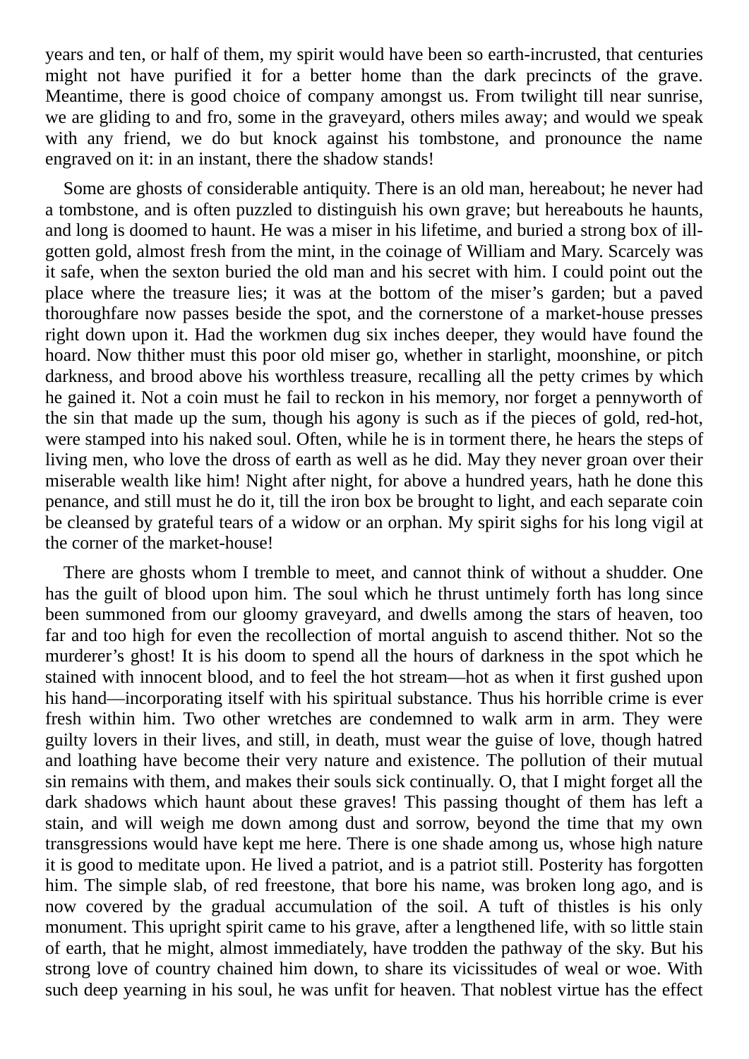years and ten, or half of them, my spirit would have been so earth-incrusted, that centuries might not have purified it for a better home than the dark precincts of the grave. Meantime, there is good choice of company amongst us. From twilight till near sunrise, we are gliding to and fro, some in the graveyard, others miles away; and would we speak with any friend, we do but knock against his tombstone, and pronounce the name engraved on it: in an instant, there the shadow stands!

Some are ghosts of considerable antiquity. There is an old man, hereabout; he never had a tombstone, and is often puzzled to distinguish his own grave; but hereabouts he haunts, and long is doomed to haunt. He was a miser in his lifetime, and buried a strong box of ill-gotten gold, almost fresh from the mint, in the coinage of William and Mary. Scarcely was it safe, when the sexton buried the old man and his secret with him. I could point out the place where the treasure lies; it was at the bottom of the miser’s garden; but a paved thoroughfare now passes beside the spot, and the cornerstone of a market-house presses right down upon it. Had the workmen dug six inches deeper, they would have found the hoard. Now thither must this poor old miser go, whether in starlight, moonshine, or pitch darkness, and brood above his worthless treasure, recalling all the petty crimes by which he gained it. Not a coin must he fail to reckon in his memory, nor forget a pennyworth of the sin that made up the sum, though his agony is such as if the pieces of gold, red-hot, were stamped into his naked soul. Often, while he is in torment there, he hears the steps of living men, who love the dross of earth as well as he did. May they never groan over their miserable wealth like him! Night after night, for above a hundred years, hath he done this penance, and still must he do it, till the iron box be brought to light, and each separate coin be cleansed by grateful tears of a widow or an orphan. My spirit sighs for his long vigil at the corner of the market-house!

There are ghosts whom I tremble to meet, and cannot think of without a shudder. One has the guilt of blood upon him. The soul which he thrust untimely forth has long since been summoned from our gloomy graveyard, and dwells among the stars of heaven, too far and too high for even the recollection of mortal anguish to ascend thither. Not so the murderer’s ghost! It is his doom to spend all the hours of darkness in the spot which he stained with innocent blood, and to feel the hot stream—hot as when it first gushed upon his hand—incorporating itself with his spiritual substance. Thus his horrible crime is ever fresh within him. Two other wretches are condemned to walk arm in arm. They were guilty lovers in their lives, and still, in death, must wear the guise of love, though hatred and loathing have become their very nature and existence. The pollution of their mutual sin remains with them, and makes their souls sick continually. O, that I might forget all the dark shadows which haunt about these graves! This passing thought of them has left a stain, and will weigh me down among dust and sorrow, beyond the time that my own transgressions would have kept me here. There is one shade among us, whose high nature it is good to meditate upon. He lived a patriot, and is a patriot still. Posterity has forgotten him. The simple slab, of red freestone, that bore his name, was broken long ago, and is now covered by the gradual accumulation of the soil. A tuft of thistles is his only monument. This upright spirit came to his grave, after a lengthened life, with so little stain of earth, that he might, almost immediately, have trodden the pathway of the sky. But his strong love of country chained him down, to share its vicissitudes of weal or woe. With such deep yearning in his soul, he was unfit for heaven. That noblest virtue has the effect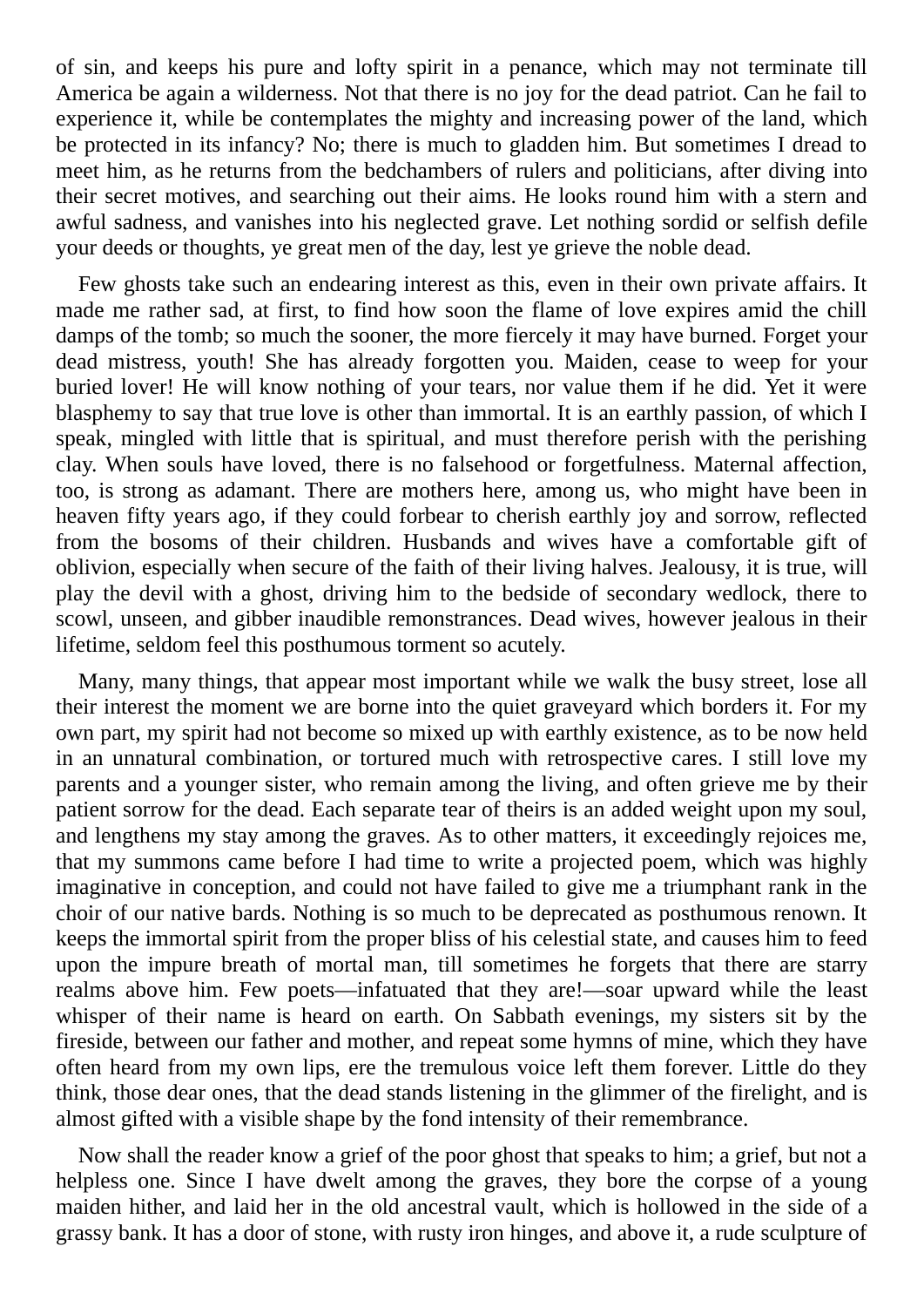of sin, and keeps his pure and lofty spirit in a penance, which may not terminate till America be again a wilderness. Not that there is no joy for the dead patriot. Can he fail to experience it, while be contemplates the mighty and increasing power of the land, which be protected in its infancy? No; there is much to gladden him. But sometimes I dread to meet him, as he returns from the bedchambers of rulers and politicians, after diving into their secret motives, and searching out their aims. He looks round him with a stern and awful sadness, and vanishes into his neglected grave. Let nothing sordid or selfish defile your deeds or thoughts, ye great men of the day, lest ye grieve the noble dead.

Few ghosts take such an endearing interest as this, even in their own private affairs. It made me rather sad, at first, to find how soon the flame of love expires amid the chill damps of the tomb; so much the sooner, the more fiercely it may have burned. Forget your dead mistress, youth! She has already forgotten you. Maiden, cease to weep for your buried lover! He will know nothing of your tears, nor value them if he did. Yet it were blasphemy to say that true love is other than immortal. It is an earthly passion, of which I speak, mingled with little that is spiritual, and must therefore perish with the perishing clay. When souls have loved, there is no falsehood or forgetfulness. Maternal affection, too, is strong as adamant. There are mothers here, among us, who might have been in heaven fifty years ago, if they could forbear to cherish earthly joy and sorrow, reflected from the bosoms of their children. Husbands and wives have a comfortable gift of oblivion, especially when secure of the faith of their living halves. Jealousy, it is true, will play the devil with a ghost, driving him to the bedside of secondary wedlock, there to scowl, unseen, and gibber inaudible remonstrances. Dead wives, however jealous in their lifetime, seldom feel this posthumous torment so acutely.

Many, many things, that appear most important while we walk the busy street, lose all their interest the moment we are borne into the quiet graveyard which borders it. For my own part, my spirit had not become so mixed up with earthly existence, as to be now held in an unnatural combination, or tortured much with retrospective cares. I still love my parents and a younger sister, who remain among the living, and often grieve me by their patient sorrow for the dead. Each separate tear of theirs is an added weight upon my soul, and lengthens my stay among the graves. As to other matters, it exceedingly rejoices me, that my summons came before I had time to write a projected poem, which was highly imaginative in conception, and could not have failed to give me a triumphant rank in the choir of our native bards. Nothing is so much to be deprecated as posthumous renown. It keeps the immortal spirit from the proper bliss of his celestial state, and causes him to feed upon the impure breath of mortal man, till sometimes he forgets that there are starry realms above him. Few poets—infatuated that they are!—soar upward while the least whisper of their name is heard on earth. On Sabbath evenings, my sisters sit by the fireside, between our father and mother, and repeat some hymns of mine, which they have often heard from my own lips, ere the tremulous voice left them forever. Little do they think, those dear ones, that the dead stands listening in the glimmer of the firelight, and is almost gifted with a visible shape by the fond intensity of their remembrance.

Now shall the reader know a grief of the poor ghost that speaks to him; a grief, but not a helpless one. Since I have dwelt among the graves, they bore the corpse of a young maiden hither, and laid her in the old ancestral vault, which is hollowed in the side of a grassy bank. It has a door of stone, with rusty iron hinges, and above it, a rude sculpture of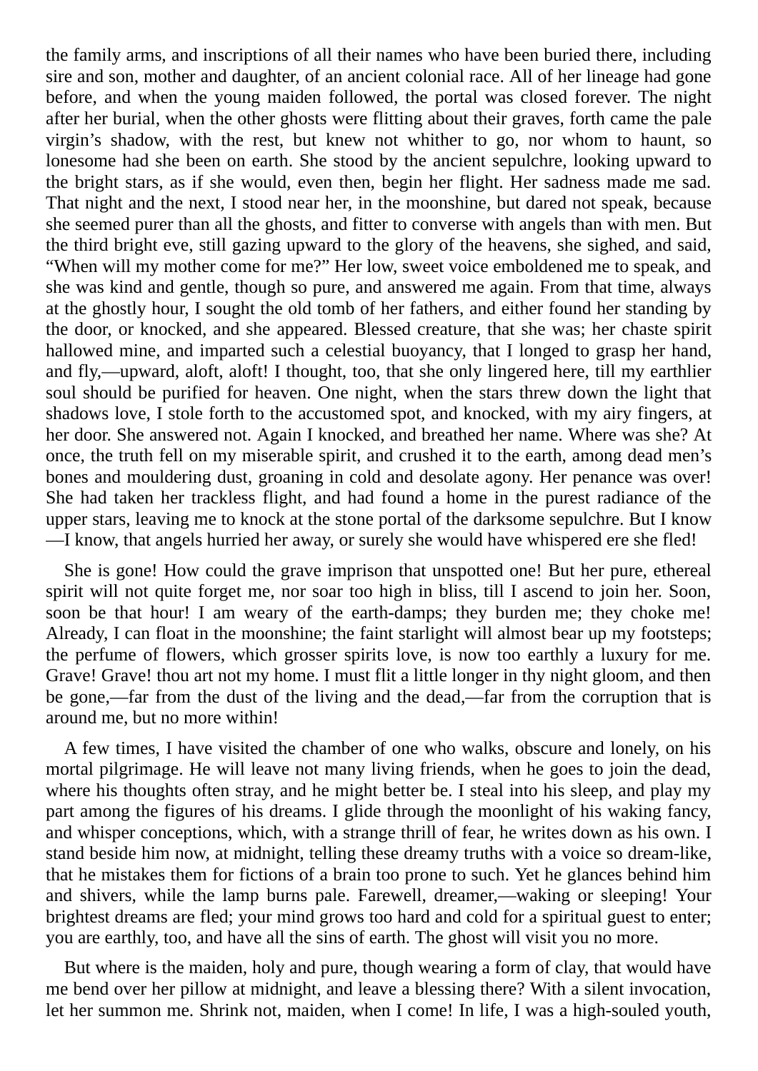the family arms, and inscriptions of all their names who have been buried there, including sire and son, mother and daughter, of an ancient colonial race. All of her lineage had gone before, and when the young maiden followed, the portal was closed forever. The night after her burial, when the other ghosts were flitting about their graves, forth came the pale virgin's shadow, with the rest, but knew not whither to go, nor whom to haunt, so lonesome had she been on earth. She stood by the ancient sepulchre, looking upward to the bright stars, as if she would, even then, begin her flight. Her sadness made me sad. That night and the next, I stood near her, in the moonshine, but dared not speak, because she seemed purer than all the ghosts, and fitter to converse with angels than with men. But the third bright eve, still gazing upward to the glory of the heavens, she sighed, and said, "When will my mother come for me?" Her low, sweet voice emboldened me to speak, and she was kind and gentle, though so pure, and answered me again. From that time, always at the ghostly hour, I sought the old tomb of her fathers, and either found her standing by the door, or knocked, and she appeared. Blessed creature, that she was; her chaste spirit hallowed mine, and imparted such a celestial buoyancy, that I longed to grasp her hand, and fly,—upward, aloft, aloft! I thought, too, that she only lingered here, till my earthlier soul should be purified for heaven. One night, when the stars threw down the light that shadows love, I stole forth to the accustomed spot, and knocked, with my airy fingers, at her door. She answered not. Again I knocked, and breathed her name. Where was she? At once, the truth fell on my miserable spirit, and crushed it to the earth, among dead men's bones and mouldering dust, groaning in cold and desolate agony. Her penance was over! She had taken her trackless flight, and had found a home in the purest radiance of the upper stars, leaving me to knock at the stone portal of the darksome sepulchre. But I know—I know, that angels hurried her away, or surely she would have whispered ere she fled!

She is gone! How could the grave imprison that unspotted one! But her pure, ethereal spirit will not quite forget me, nor soar too high in bliss, till I ascend to join her. Soon, soon be that hour! I am weary of the earth-damps; they burden me; they choke me! Already, I can float in the moonshine; the faint starlight will almost bear up my footsteps; the perfume of flowers, which grosser spirits love, is now too earthly a luxury for me. Grave! Grave! thou art not my home. I must flit a little longer in thy night gloom, and then be gone,—far from the dust of the living and the dead,—far from the corruption that is around me, but no more within!

A few times, I have visited the chamber of one who walks, obscure and lonely, on his mortal pilgrimage. He will leave not many living friends, when he goes to join the dead, where his thoughts often stray, and he might better be. I steal into his sleep, and play my part among the figures of his dreams. I glide through the moonlight of his waking fancy, and whisper conceptions, which, with a strange thrill of fear, he writes down as his own. I stand beside him now, at midnight, telling these dreamy truths with a voice so dream-like, that he mistakes them for fictions of a brain too prone to such. Yet he glances behind him and shivers, while the lamp burns pale. Farewell, dreamer,—waking or sleeping! Your brightest dreams are fled; your mind grows too hard and cold for a spiritual guest to enter; you are earthly, too, and have all the sins of earth. The ghost will visit you no more.

But where is the maiden, holy and pure, though wearing a form of clay, that would have me bend over her pillow at midnight, and leave a blessing there? With a silent invocation, let her summon me. Shrink not, maiden, when I come! In life, I was a high-souled youth,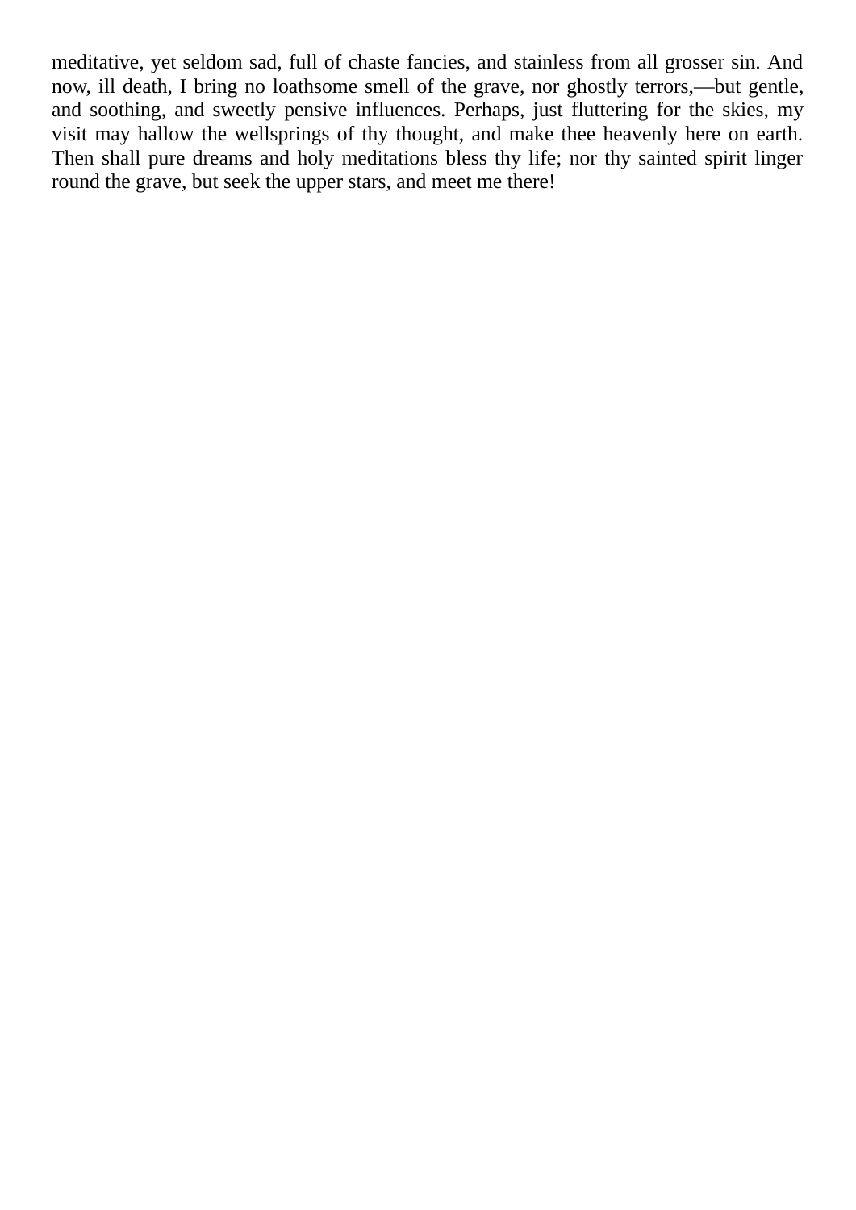meditative, yet seldom sad, full of chaste fancies, and stainless from all grosser sin. And now, ill death, I bring no loathsome smell of the grave, nor ghostly terrors,—but gentle, and soothing, and sweetly pensive influences. Perhaps, just fluttering for the skies, my visit may hallow the wellsprings of thy thought, and make thee heavenly here on earth. Then shall pure dreams and holy meditations bless thy life; nor thy sainted spirit linger round the grave, but seek the upper stars, and meet me there!